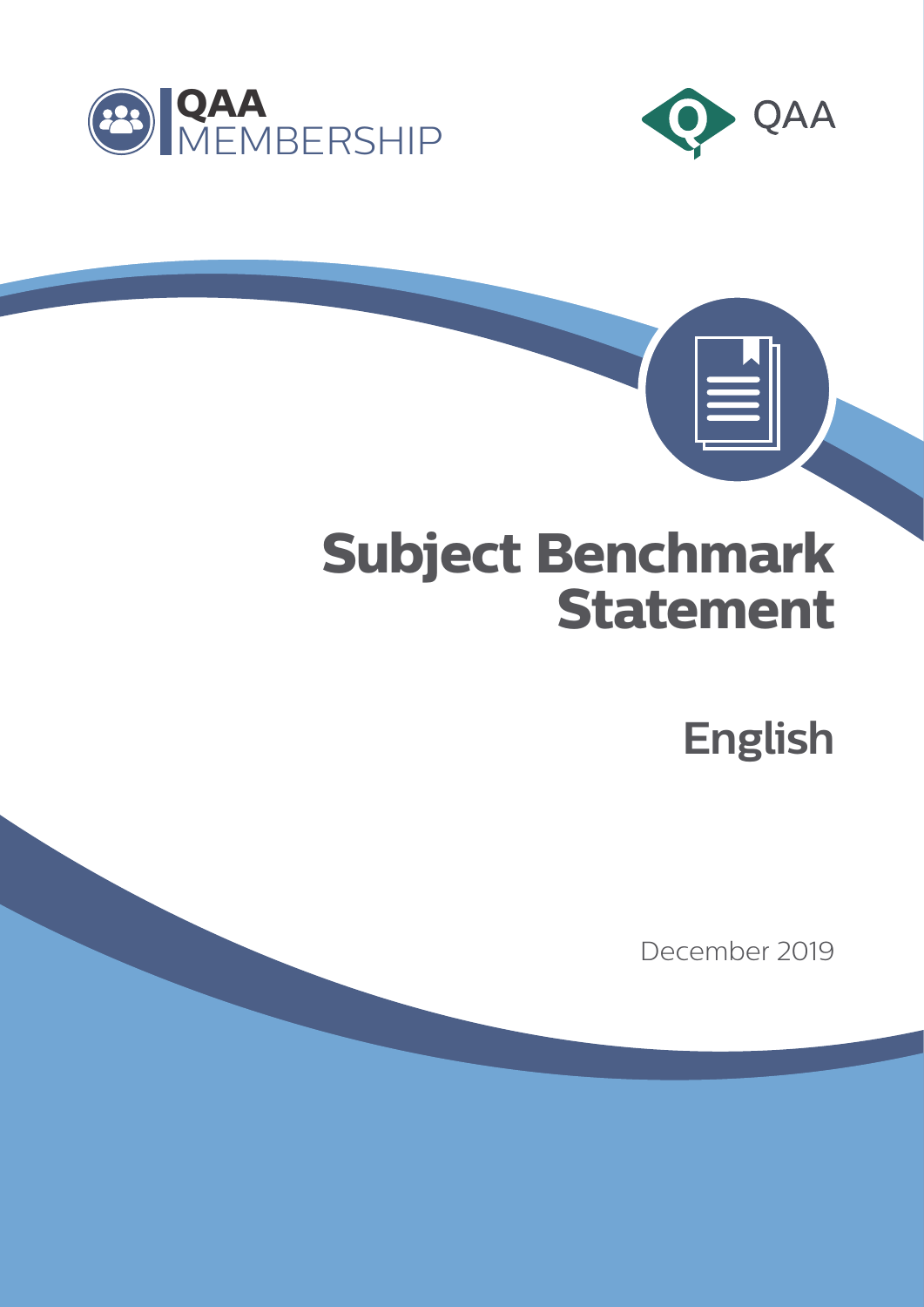QAA MEMBERSHIP

QAA

# Subject Benchmark Statement

## English

December 2019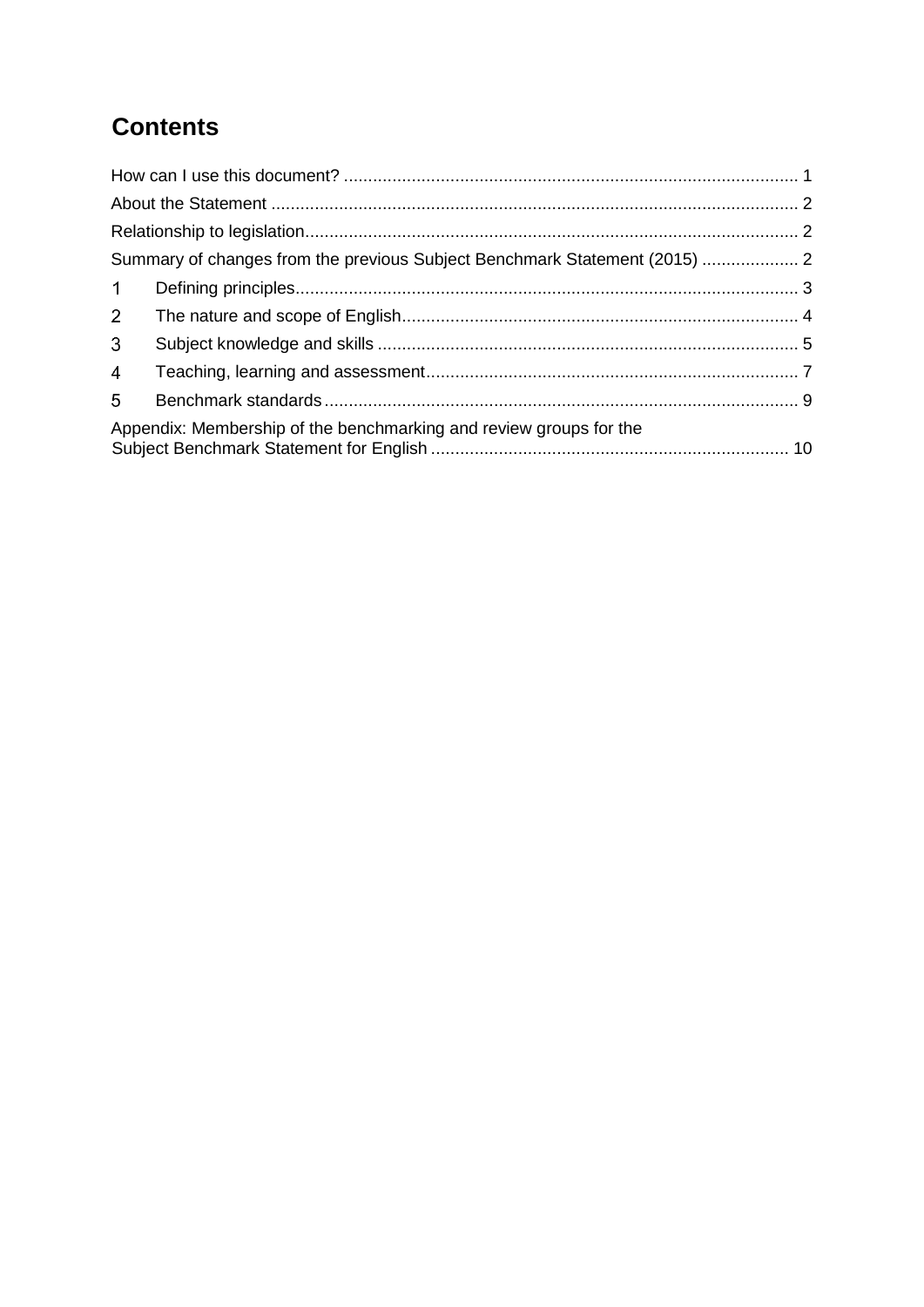# Contents

How can I use this document? .............................................................................................. 1

About the Statement ............................................................................................................. 2

Relationship to legislation...................................................................................................... 2

Summary of changes from the previous Subject Benchmark Statement (2015) .................... 2

1 Defining principles........................................................................................................ 3

2 The nature and scope of English.................................................................................. 4

3 Subject knowledge and skills ....................................................................................... 5

4 Teaching, learning and assessment............................................................................. 7

5 Benchmark standards .................................................................................................. 9

Appendix: Membership of the benchmarking and review groups for the Subject Benchmark Statement for English ......................................................................... 10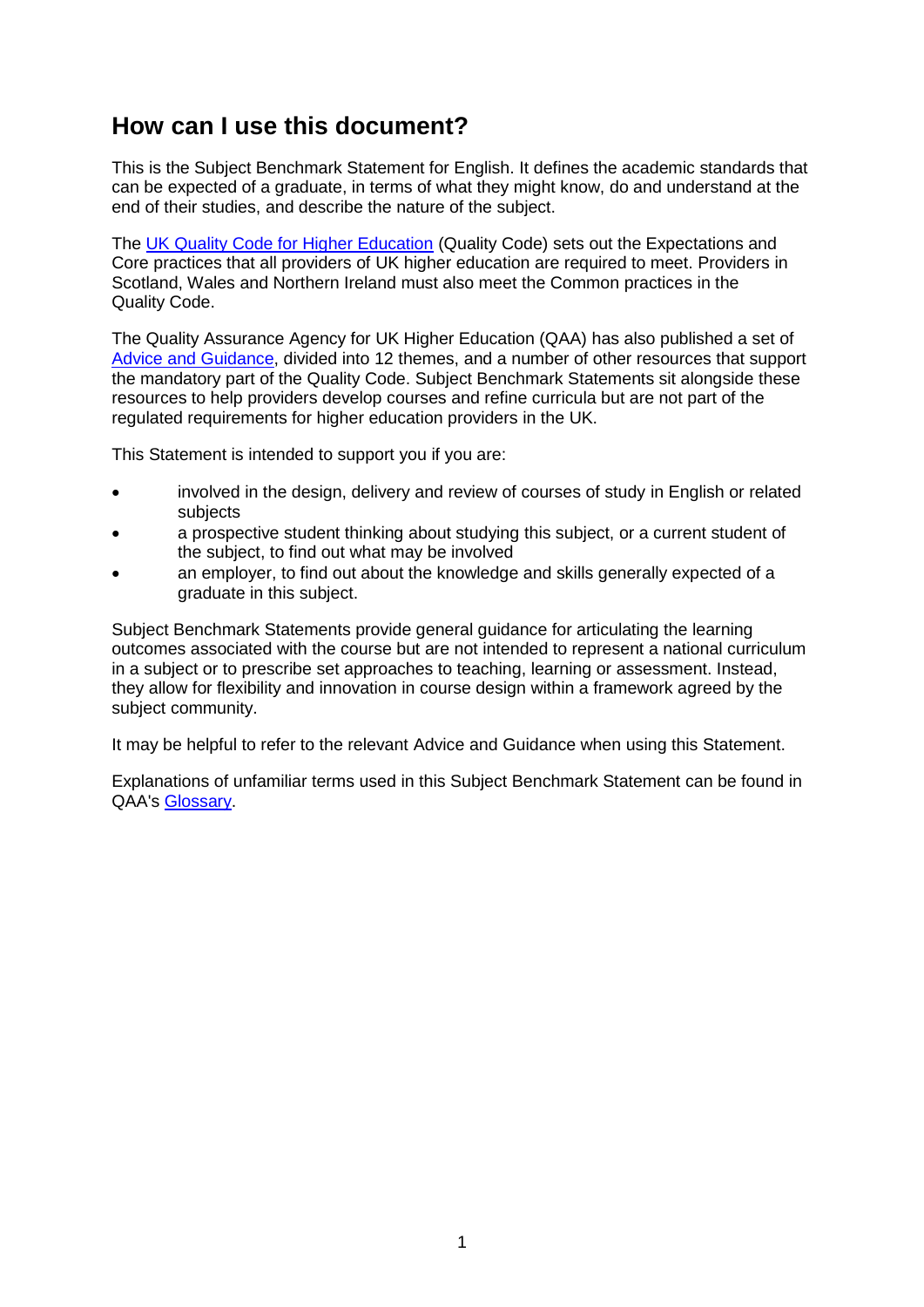## How can I use this document?

This is the Subject Benchmark Statement for English. It defines the academic standards that can be expected of a graduate, in terms of what they might know, do and understand at the end of their studies, and describe the nature of the subject.

The [UK Quality Code for Higher Education](#) (Quality Code) sets out the Expectations and Core practices that all providers of UK higher education are required to meet. Providers in Scotland, Wales and Northern Ireland must also meet the Common practices in the Quality Code.

The Quality Assurance Agency for UK Higher Education (QAA) has also published a set of [Advice and Guidance](#), divided into 12 themes, and a number of other resources that support the mandatory part of the Quality Code. Subject Benchmark Statements sit alongside these resources to help providers develop courses and refine curricula but are not part of the regulated requirements for higher education providers in the UK.

This Statement is intended to support you if you are:

- involved in the design, delivery and review of courses of study in English or related subjects
- a prospective student thinking about studying this subject, or a current student of the subject, to find out what may be involved
- an employer, to find out about the knowledge and skills generally expected of a graduate in this subject.

Subject Benchmark Statements provide general guidance for articulating the learning outcomes associated with the course but are not intended to represent a national curriculum in a subject or to prescribe set approaches to teaching, learning or assessment. Instead, they allow for flexibility and innovation in course design within a framework agreed by the subject community.

It may be helpful to refer to the relevant Advice and Guidance when using this Statement.

Explanations of unfamiliar terms used in this Subject Benchmark Statement can be found in QAA's [Glossary](#).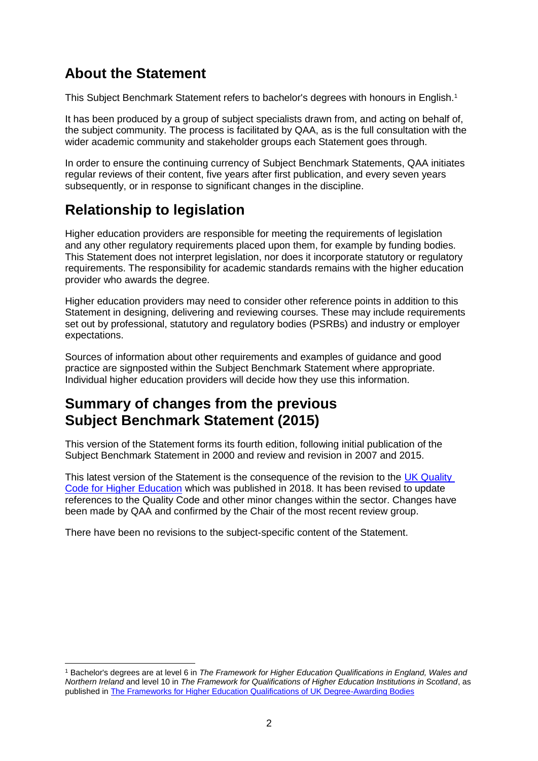## About the Statement

This Subject Benchmark Statement refers to bachelor's degrees with honours in English.[1]

It has been produced by a group of subject specialists drawn from, and acting on behalf of, the subject community. The process is facilitated by QAA, as is the full consultation with the wider academic community and stakeholder groups each Statement goes through.

In order to ensure the continuing currency of Subject Benchmark Statements, QAA initiates regular reviews of their content, five years after first publication, and every seven years subsequently, or in response to significant changes in the discipline.

## Relationship to legislation

Higher education providers are responsible for meeting the requirements of legislation and any other regulatory requirements placed upon them, for example by funding bodies. This Statement does not interpret legislation, nor does it incorporate statutory or regulatory requirements. The responsibility for academic standards remains with the higher education provider who awards the degree.

Higher education providers may need to consider other reference points in addition to this Statement in designing, delivering and reviewing courses. These may include requirements set out by professional, statutory and regulatory bodies (PSRBs) and industry or employer expectations.

Sources of information about other requirements and examples of guidance and good practice are signposted within the Subject Benchmark Statement where appropriate. Individual higher education providers will decide how they use this information.

## Summary of changes from the previous Subject Benchmark Statement (2015)

This version of the Statement forms its fourth edition, following initial publication of the Subject Benchmark Statement in 2000 and review and revision in 2007 and 2015.

This latest version of the Statement is the consequence of the revision to the UK Quality Code for Higher Education which was published in 2018. It has been revised to update references to the Quality Code and other minor changes within the sector. Changes have been made by QAA and confirmed by the Chair of the most recent review group.

There have been no revisions to the subject-specific content of the Statement.

---

[1] Bachelor's degrees are at level 6 in *The Framework for Higher Education Qualifications in England, Wales and Northern Ireland* and level 10 in *The Framework for Qualifications of Higher Education Institutions in Scotland*, as published in The Frameworks for Higher Education Qualifications of UK Degree-Awarding Bodies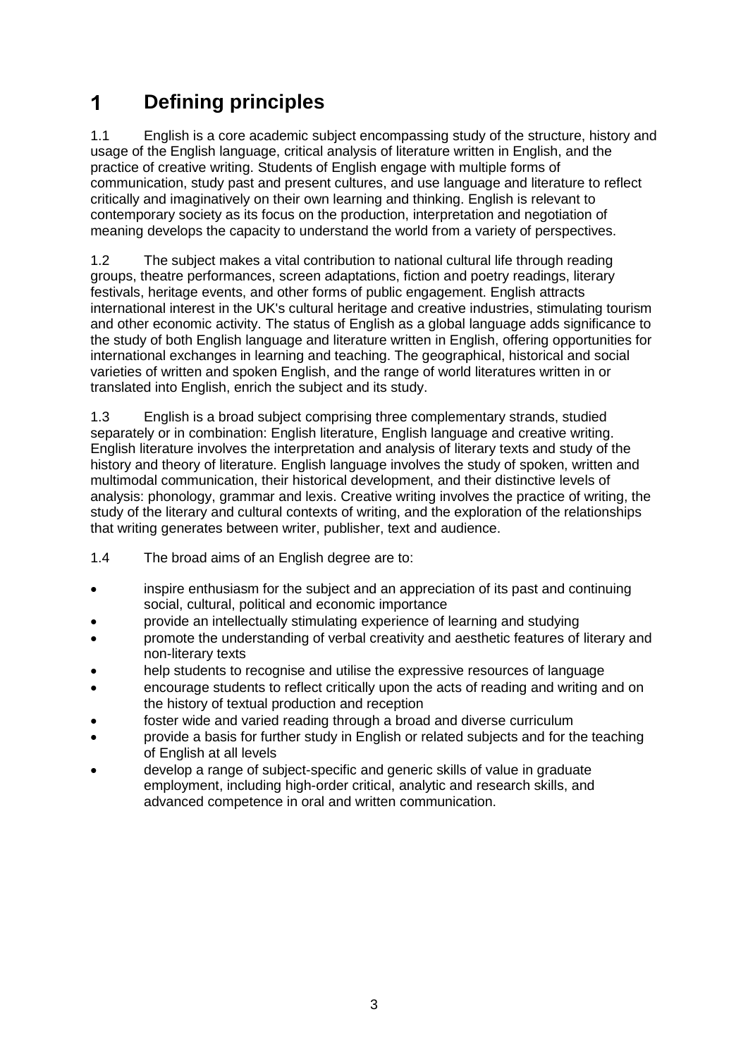# 1 Defining principles

1.1 English is a core academic subject encompassing study of the structure, history and usage of the English language, critical analysis of literature written in English, and the practice of creative writing. Students of English engage with multiple forms of communication, study past and present cultures, and use language and literature to reflect critically and imaginatively on their own learning and thinking. English is relevant to contemporary society as its focus on the production, interpretation and negotiation of meaning develops the capacity to understand the world from a variety of perspectives.

1.2 The subject makes a vital contribution to national cultural life through reading groups, theatre performances, screen adaptations, fiction and poetry readings, literary festivals, heritage events, and other forms of public engagement. English attracts international interest in the UK's cultural heritage and creative industries, stimulating tourism and other economic activity. The status of English as a global language adds significance to the study of both English language and literature written in English, offering opportunities for international exchanges in learning and teaching. The geographical, historical and social varieties of written and spoken English, and the range of world literatures written in or translated into English, enrich the subject and its study.

1.3 English is a broad subject comprising three complementary strands, studied separately or in combination: English literature, English language and creative writing. English literature involves the interpretation and analysis of literary texts and study of the history and theory of literature. English language involves the study of spoken, written and multimodal communication, their historical development, and their distinctive levels of analysis: phonology, grammar and lexis. Creative writing involves the practice of writing, the study of the literary and cultural contexts of writing, and the exploration of the relationships that writing generates between writer, publisher, text and audience.

1.4 The broad aims of an English degree are to:

- inspire enthusiasm for the subject and an appreciation of its past and continuing social, cultural, political and economic importance
- provide an intellectually stimulating experience of learning and studying
- promote the understanding of verbal creativity and aesthetic features of literary and non-literary texts
- help students to recognise and utilise the expressive resources of language
- encourage students to reflect critically upon the acts of reading and writing and on the history of textual production and reception
- foster wide and varied reading through a broad and diverse curriculum
- provide a basis for further study in English or related subjects and for the teaching of English at all levels
- develop a range of subject-specific and generic skills of value in graduate employment, including high-order critical, analytic and research skills, and advanced competence in oral and written communication.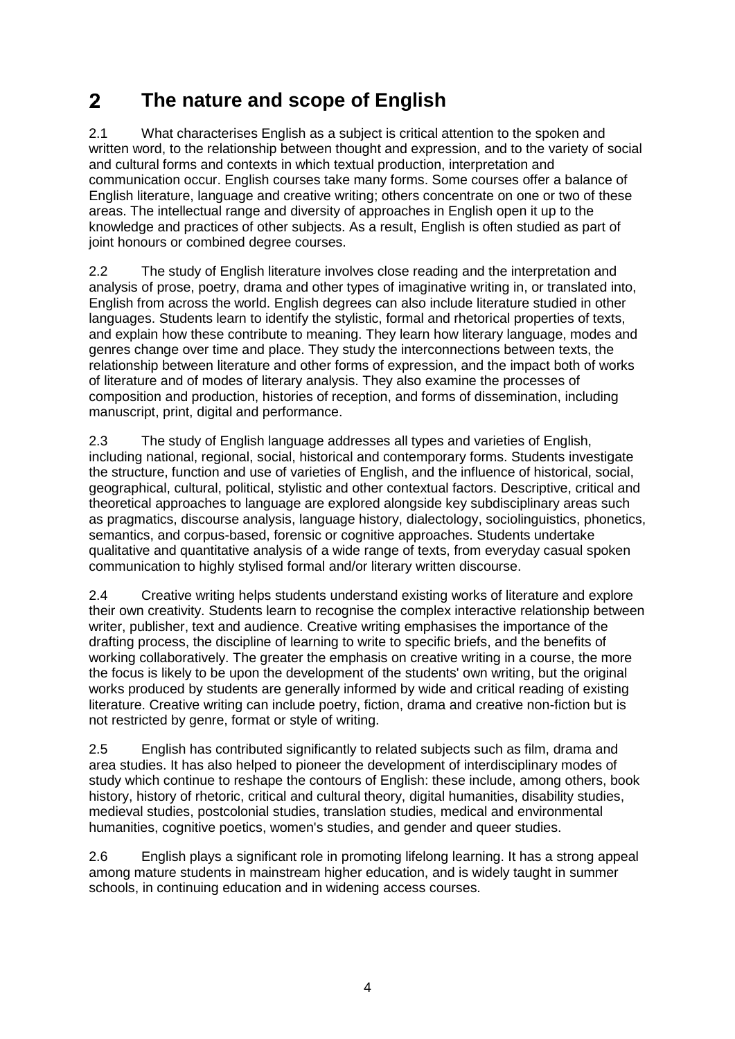# 2 The nature and scope of English

2.1 What characterises English as a subject is critical attention to the spoken and written word, to the relationship between thought and expression, and to the variety of social and cultural forms and contexts in which textual production, interpretation and communication occur. English courses take many forms. Some courses offer a balance of English literature, language and creative writing; others concentrate on one or two of these areas. The intellectual range and diversity of approaches in English open it up to the knowledge and practices of other subjects. As a result, English is often studied as part of joint honours or combined degree courses.

2.2 The study of English literature involves close reading and the interpretation and analysis of prose, poetry, drama and other types of imaginative writing in, or translated into, English from across the world. English degrees can also include literature studied in other languages. Students learn to identify the stylistic, formal and rhetorical properties of texts, and explain how these contribute to meaning. They learn how literary language, modes and genres change over time and place. They study the interconnections between texts, the relationship between literature and other forms of expression, and the impact both of works of literature and of modes of literary analysis. They also examine the processes of composition and production, histories of reception, and forms of dissemination, including manuscript, print, digital and performance.

2.3 The study of English language addresses all types and varieties of English, including national, regional, social, historical and contemporary forms. Students investigate the structure, function and use of varieties of English, and the influence of historical, social, geographical, cultural, political, stylistic and other contextual factors. Descriptive, critical and theoretical approaches to language are explored alongside key subdisciplinary areas such as pragmatics, discourse analysis, language history, dialectology, sociolinguistics, phonetics, semantics, and corpus-based, forensic or cognitive approaches. Students undertake qualitative and quantitative analysis of a wide range of texts, from everyday casual spoken communication to highly stylised formal and/or literary written discourse.

2.4 Creative writing helps students understand existing works of literature and explore their own creativity. Students learn to recognise the complex interactive relationship between writer, publisher, text and audience. Creative writing emphasises the importance of the drafting process, the discipline of learning to write to specific briefs, and the benefits of working collaboratively. The greater the emphasis on creative writing in a course, the more the focus is likely to be upon the development of the students' own writing, but the original works produced by students are generally informed by wide and critical reading of existing literature. Creative writing can include poetry, fiction, drama and creative non-fiction but is not restricted by genre, format or style of writing.

2.5 English has contributed significantly to related subjects such as film, drama and area studies. It has also helped to pioneer the development of interdisciplinary modes of study which continue to reshape the contours of English: these include, among others, book history, history of rhetoric, critical and cultural theory, digital humanities, disability studies, medieval studies, postcolonial studies, translation studies, medical and environmental humanities, cognitive poetics, women's studies, and gender and queer studies.

2.6 English plays a significant role in promoting lifelong learning. It has a strong appeal among mature students in mainstream higher education, and is widely taught in summer schools, in continuing education and in widening access courses.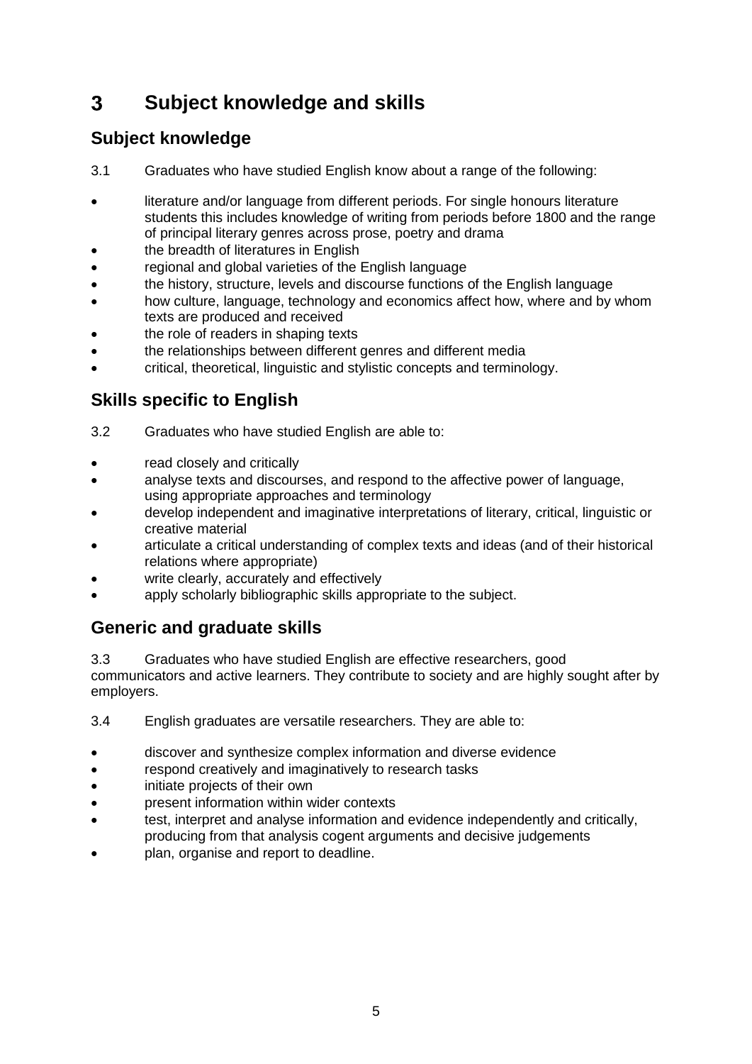# 3 Subject knowledge and skills

## Subject knowledge

3.1 Graduates who have studied English know about a range of the following:

- literature and/or language from different periods. For single honours literature students this includes knowledge of writing from periods before 1800 and the range of principal literary genres across prose, poetry and drama
- the breadth of literatures in English
- regional and global varieties of the English language
- the history, structure, levels and discourse functions of the English language
- how culture, language, technology and economics affect how, where and by whom texts are produced and received
- the role of readers in shaping texts
- the relationships between different genres and different media
- critical, theoretical, linguistic and stylistic concepts and terminology.

## Skills specific to English

3.2 Graduates who have studied English are able to:

- read closely and critically
- analyse texts and discourses, and respond to the affective power of language, using appropriate approaches and terminology
- develop independent and imaginative interpretations of literary, critical, linguistic or creative material
- articulate a critical understanding of complex texts and ideas (and of their historical relations where appropriate)
- write clearly, accurately and effectively
- apply scholarly bibliographic skills appropriate to the subject.

## Generic and graduate skills

3.3 Graduates who have studied English are effective researchers, good communicators and active learners. They contribute to society and are highly sought after by employers.

3.4 English graduates are versatile researchers. They are able to:

- discover and synthesize complex information and diverse evidence
- respond creatively and imaginatively to research tasks
- initiate projects of their own
- present information within wider contexts
- test, interpret and analyse information and evidence independently and critically, producing from that analysis cogent arguments and decisive judgements
- plan, organise and report to deadline.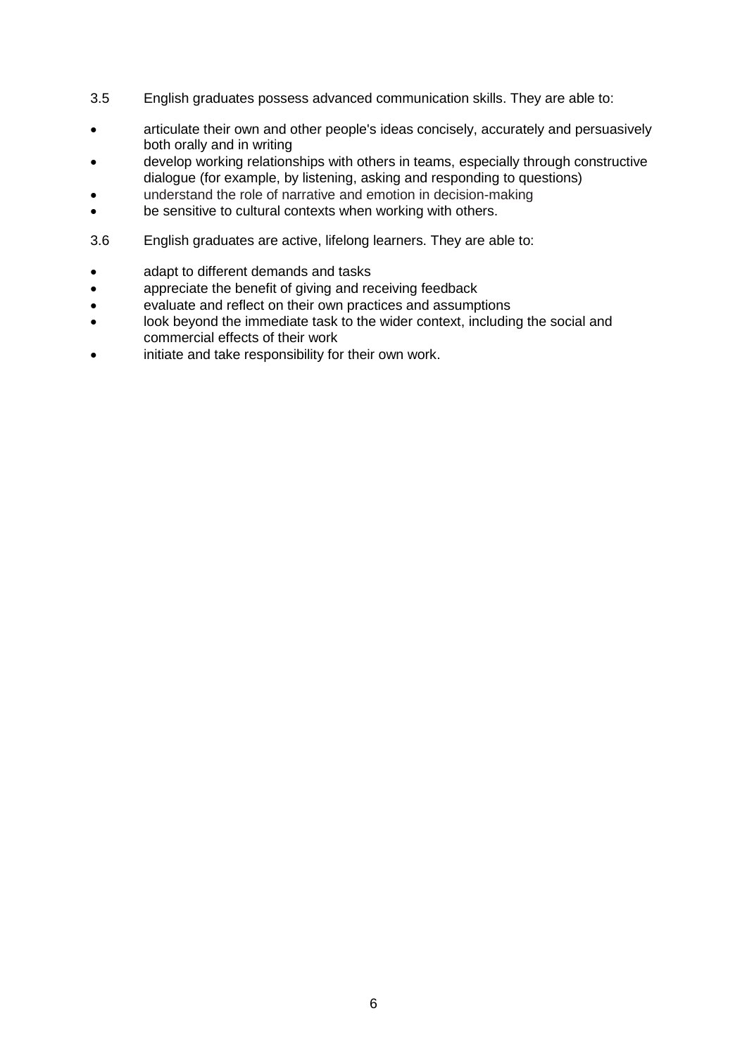3.5 English graduates possess advanced communication skills. They are able to:

- articulate their own and other people's ideas concisely, accurately and persuasively both orally and in writing
- develop working relationships with others in teams, especially through constructive dialogue (for example, by listening, asking and responding to questions)
- understand the role of narrative and emotion in decision-making
- be sensitive to cultural contexts when working with others.

3.6 English graduates are active, lifelong learners. They are able to:

- adapt to different demands and tasks
- appreciate the benefit of giving and receiving feedback
- evaluate and reflect on their own practices and assumptions
- look beyond the immediate task to the wider context, including the social and commercial effects of their work
- initiate and take responsibility for their own work.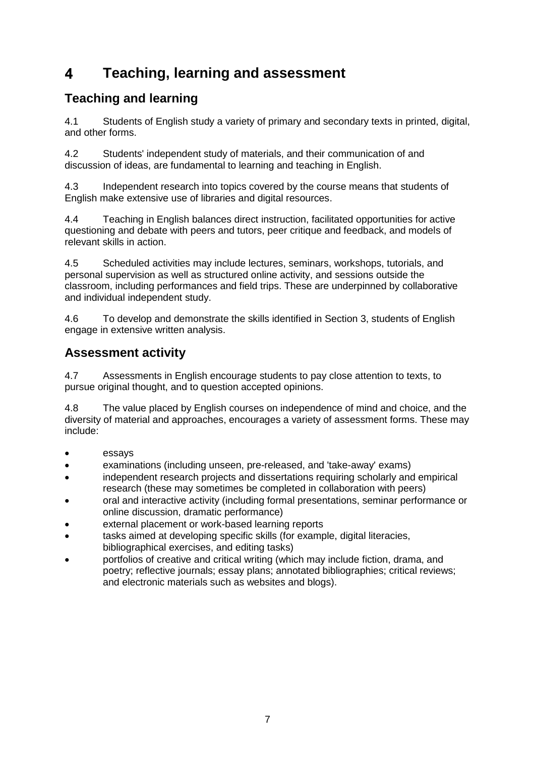# 4 Teaching, learning and assessment

## Teaching and learning

4.1 Students of English study a variety of primary and secondary texts in printed, digital, and other forms.

4.2 Students' independent study of materials, and their communication of and discussion of ideas, are fundamental to learning and teaching in English.

4.3 Independent research into topics covered by the course means that students of English make extensive use of libraries and digital resources.

4.4 Teaching in English balances direct instruction, facilitated opportunities for active questioning and debate with peers and tutors, peer critique and feedback, and models of relevant skills in action.

4.5 Scheduled activities may include lectures, seminars, workshops, tutorials, and personal supervision as well as structured online activity, and sessions outside the classroom, including performances and field trips. These are underpinned by collaborative and individual independent study.

4.6 To develop and demonstrate the skills identified in Section 3, students of English engage in extensive written analysis.

## Assessment activity

4.7 Assessments in English encourage students to pay close attention to texts, to pursue original thought, and to question accepted opinions.

4.8 The value placed by English courses on independence of mind and choice, and the diversity of material and approaches, encourages a variety of assessment forms. These may include:

- essays
- examinations (including unseen, pre-released, and 'take-away' exams)
- independent research projects and dissertations requiring scholarly and empirical research (these may sometimes be completed in collaboration with peers)
- oral and interactive activity (including formal presentations, seminar performance or online discussion, dramatic performance)
- external placement or work-based learning reports
- tasks aimed at developing specific skills (for example, digital literacies, bibliographical exercises, and editing tasks)
- portfolios of creative and critical writing (which may include fiction, drama, and poetry; reflective journals; essay plans; annotated bibliographies; critical reviews; and electronic materials such as websites and blogs).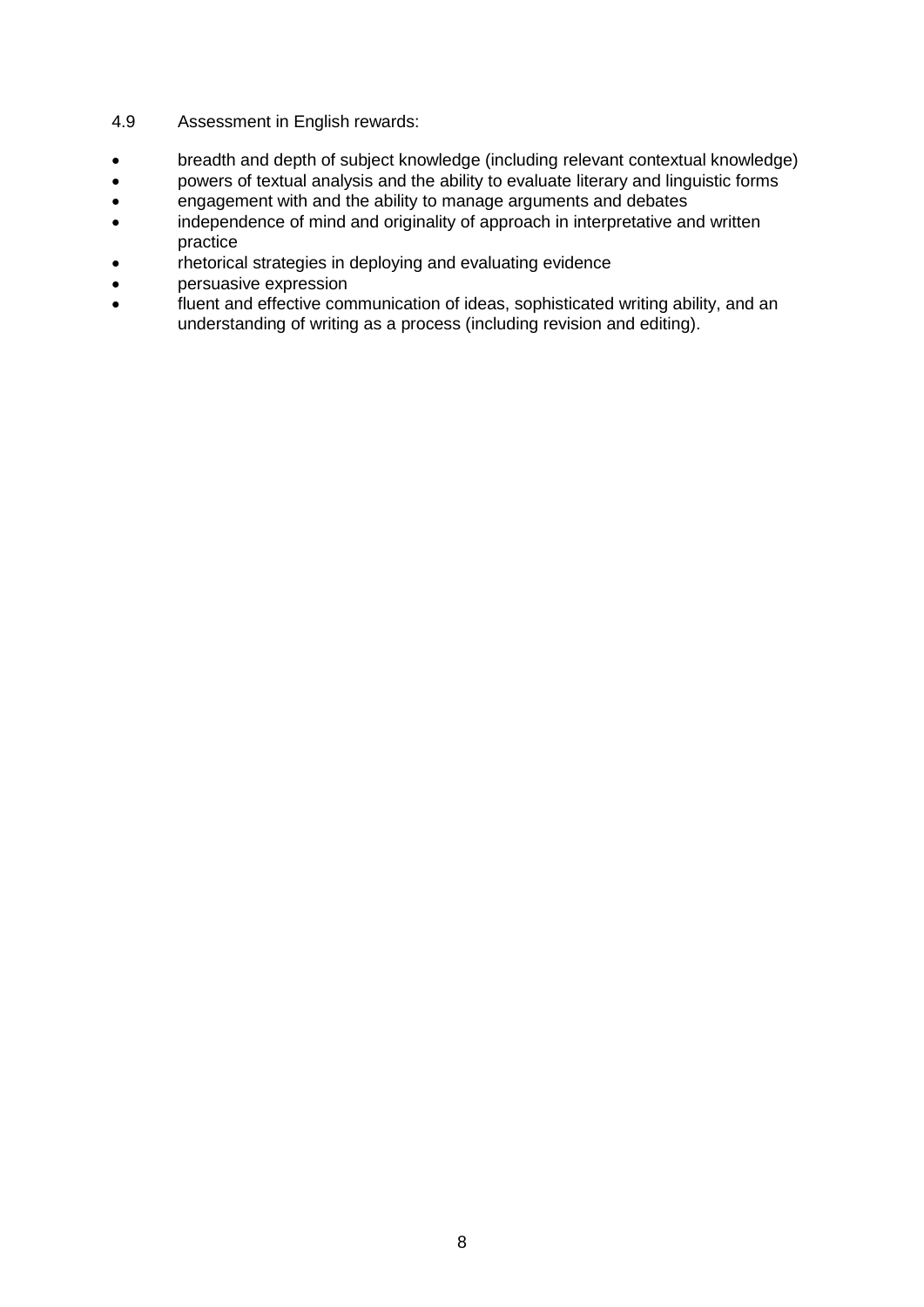4.9 Assessment in English rewards:

- breadth and depth of subject knowledge (including relevant contextual knowledge)
- powers of textual analysis and the ability to evaluate literary and linguistic forms
- engagement with and the ability to manage arguments and debates
- independence of mind and originality of approach in interpretative and written practice
- rhetorical strategies in deploying and evaluating evidence
- persuasive expression
- fluent and effective communication of ideas, sophisticated writing ability, and an understanding of writing as a process (including revision and editing).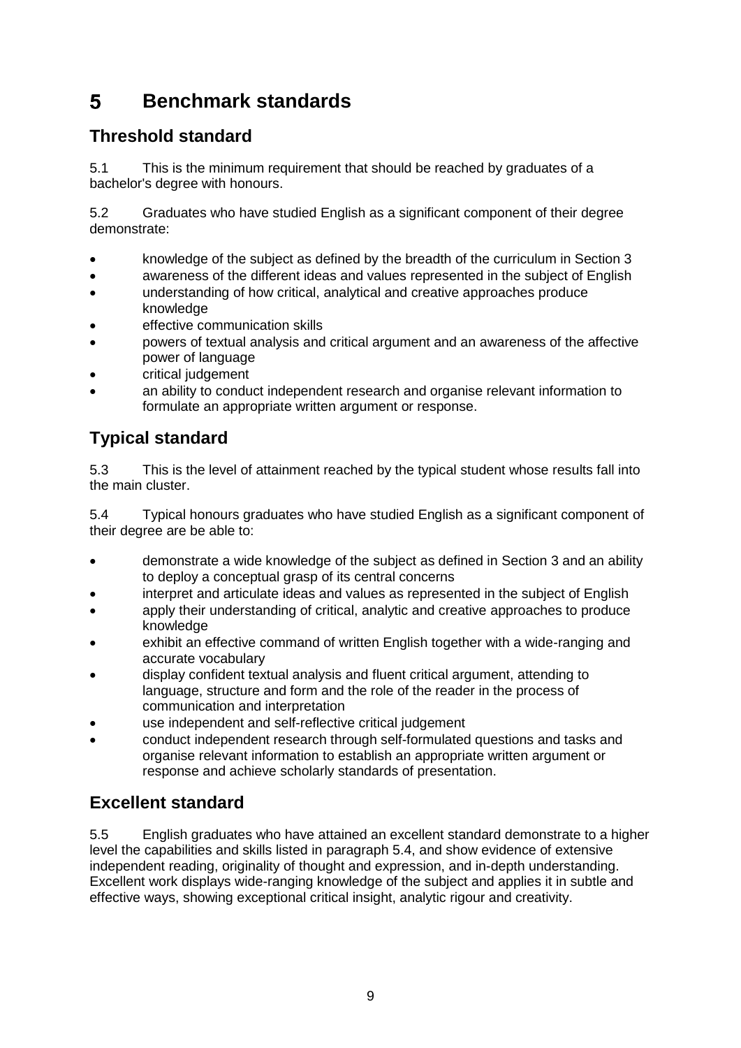# 5 Benchmark standards

## Threshold standard

5.1 This is the minimum requirement that should be reached by graduates of a bachelor's degree with honours.

5.2 Graduates who have studied English as a significant component of their degree demonstrate:

- knowledge of the subject as defined by the breadth of the curriculum in Section 3
- awareness of the different ideas and values represented in the subject of English
- understanding of how critical, analytical and creative approaches produce knowledge
- effective communication skills
- powers of textual analysis and critical argument and an awareness of the affective power of language
- critical judgement
- an ability to conduct independent research and organise relevant information to formulate an appropriate written argument or response.

## Typical standard

5.3 This is the level of attainment reached by the typical student whose results fall into the main cluster.

5.4 Typical honours graduates who have studied English as a significant component of their degree are be able to:

- demonstrate a wide knowledge of the subject as defined in Section 3 and an ability to deploy a conceptual grasp of its central concerns
- interpret and articulate ideas and values as represented in the subject of English
- apply their understanding of critical, analytic and creative approaches to produce knowledge
- exhibit an effective command of written English together with a wide-ranging and accurate vocabulary
- display confident textual analysis and fluent critical argument, attending to language, structure and form and the role of the reader in the process of communication and interpretation
- use independent and self-reflective critical judgement
- conduct independent research through self-formulated questions and tasks and organise relevant information to establish an appropriate written argument or response and achieve scholarly standards of presentation.

## Excellent standard

5.5 English graduates who have attained an excellent standard demonstrate to a higher level the capabilities and skills listed in paragraph 5.4, and show evidence of extensive independent reading, originality of thought and expression, and in-depth understanding. Excellent work displays wide-ranging knowledge of the subject and applies it in subtle and effective ways, showing exceptional critical insight, analytic rigour and creativity.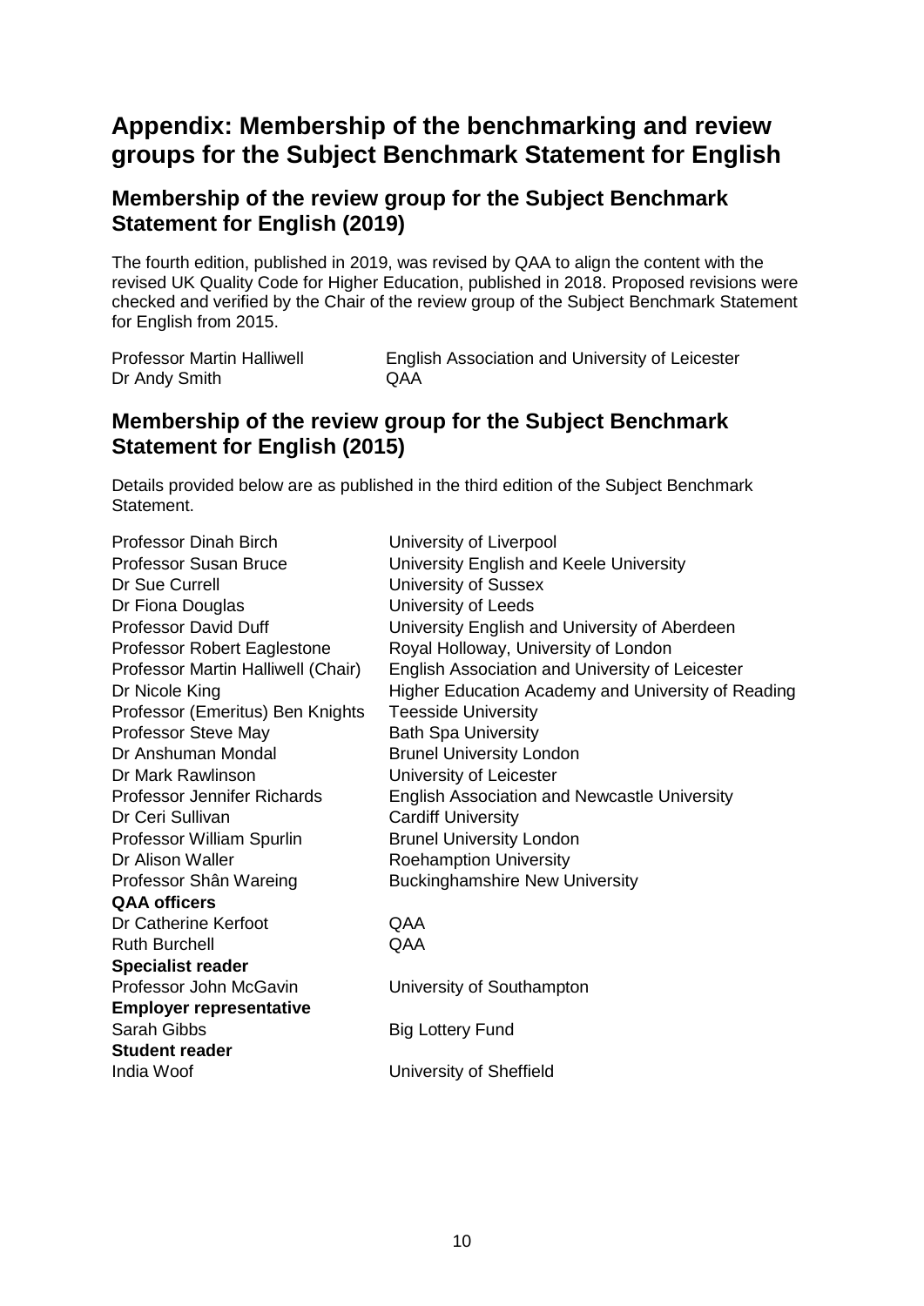# Appendix: Membership of the benchmarking and review groups for the Subject Benchmark Statement for English

## Membership of the review group for the Subject Benchmark Statement for English (2019)

The fourth edition, published in 2019, was revised by QAA to align the content with the revised UK Quality Code for Higher Education, published in 2018. Proposed revisions were checked and verified by the Chair of the review group of the Subject Benchmark Statement for English from 2015.

| | |
|---|---|
| Professor Martin Halliwell | English Association and University of Leicester |
| Dr Andy Smith | QAA |

## Membership of the review group for the Subject Benchmark Statement for English (2015)

Details provided below are as published in the third edition of the Subject Benchmark Statement.

| | |
|---|---|
| Professor Dinah Birch | University of Liverpool |
| Professor Susan Bruce | University English and Keele University |
| Dr Sue Currell | University of Sussex |
| Dr Fiona Douglas | University of Leeds |
| Professor David Duff | University English and University of Aberdeen |
| Professor Robert Eaglestone | Royal Holloway, University of London |
| Professor Martin Halliwell (Chair) | English Association and University of Leicester |
| Dr Nicole King | Higher Education Academy and University of Reading |
| Professor (Emeritus) Ben Knights | Teesside University |
| Professor Steve May | Bath Spa University |
| Dr Anshuman Mondal | Brunel University London |
| Dr Mark Rawlinson | University of Leicester |
| Professor Jennifer Richards | English Association and Newcastle University |
| Dr Ceri Sullivan | Cardiff University |
| Professor William Spurlin | Brunel University London |
| Dr Alison Waller | Roehamption University |
| Professor Shân Wareing | Buckinghamshire New University |
| **QAA officers** | |
| Dr Catherine Kerfoot | QAA |
| Ruth Burchell | QAA |
| **Specialist reader** | |
| Professor John McGavin | University of Southampton |
| **Employer representative** | |
| Sarah Gibbs | Big Lottery Fund |
| **Student reader** | |
| India Woof | University of Sheffield |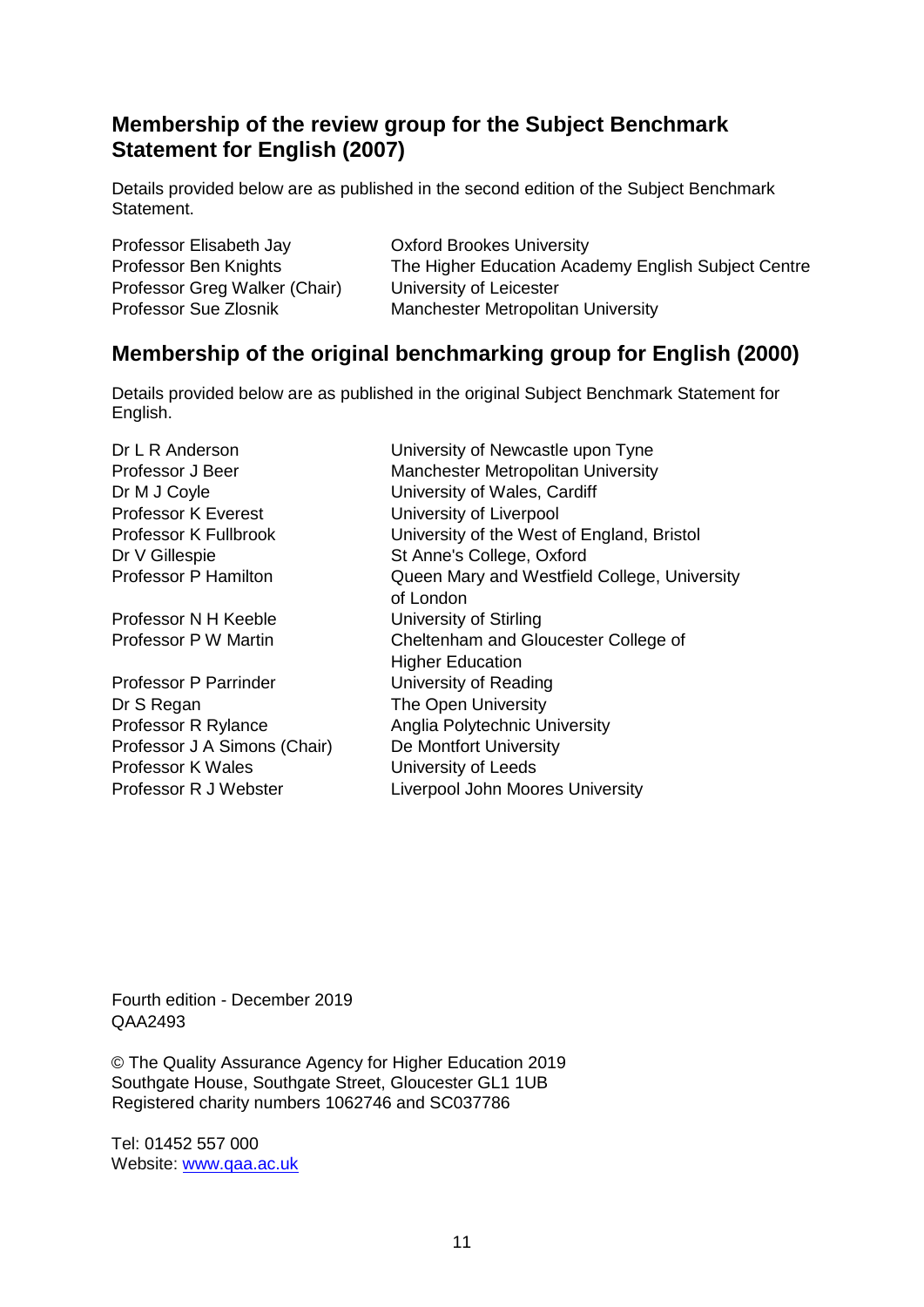## Membership of the review group for the Subject Benchmark Statement for English (2007)

Details provided below are as published in the second edition of the Subject Benchmark Statement.

| | |
|---|---|
| Professor Elisabeth Jay | Oxford Brookes University |
| Professor Ben Knights | The Higher Education Academy English Subject Centre |
| Professor Greg Walker (Chair) | University of Leicester |
| Professor Sue Zlosnik | Manchester Metropolitan University |

## Membership of the original benchmarking group for English (2000)

Details provided below are as published in the original Subject Benchmark Statement for English.

| | |
|---|---|
| Dr L R Anderson | University of Newcastle upon Tyne |
| Professor J Beer | Manchester Metropolitan University |
| Dr M J Coyle | University of Wales, Cardiff |
| Professor K Everest | University of Liverpool |
| Professor K Fullbrook | University of the West of England, Bristol |
| Dr V Gillespie | St Anne's College, Oxford |
| Professor P Hamilton | Queen Mary and Westfield College, University of London |
| Professor N H Keeble | University of Stirling |
| Professor P W Martin | Cheltenham and Gloucester College of Higher Education |
| Professor P Parrinder | University of Reading |
| Dr S Regan | The Open University |
| Professor R Rylance | Anglia Polytechnic University |
| Professor J A Simons (Chair) | De Montfort University |
| Professor K Wales | University of Leeds |
| Professor R J Webster | Liverpool John Moores University |

Fourth edition - December 2019
QAA2493

© The Quality Assurance Agency for Higher Education 2019
Southgate House, Southgate Street, Gloucester GL1 1UB
Registered charity numbers 1062746 and SC037786

Tel: 01452 557 000
Website: www.qaa.ac.uk